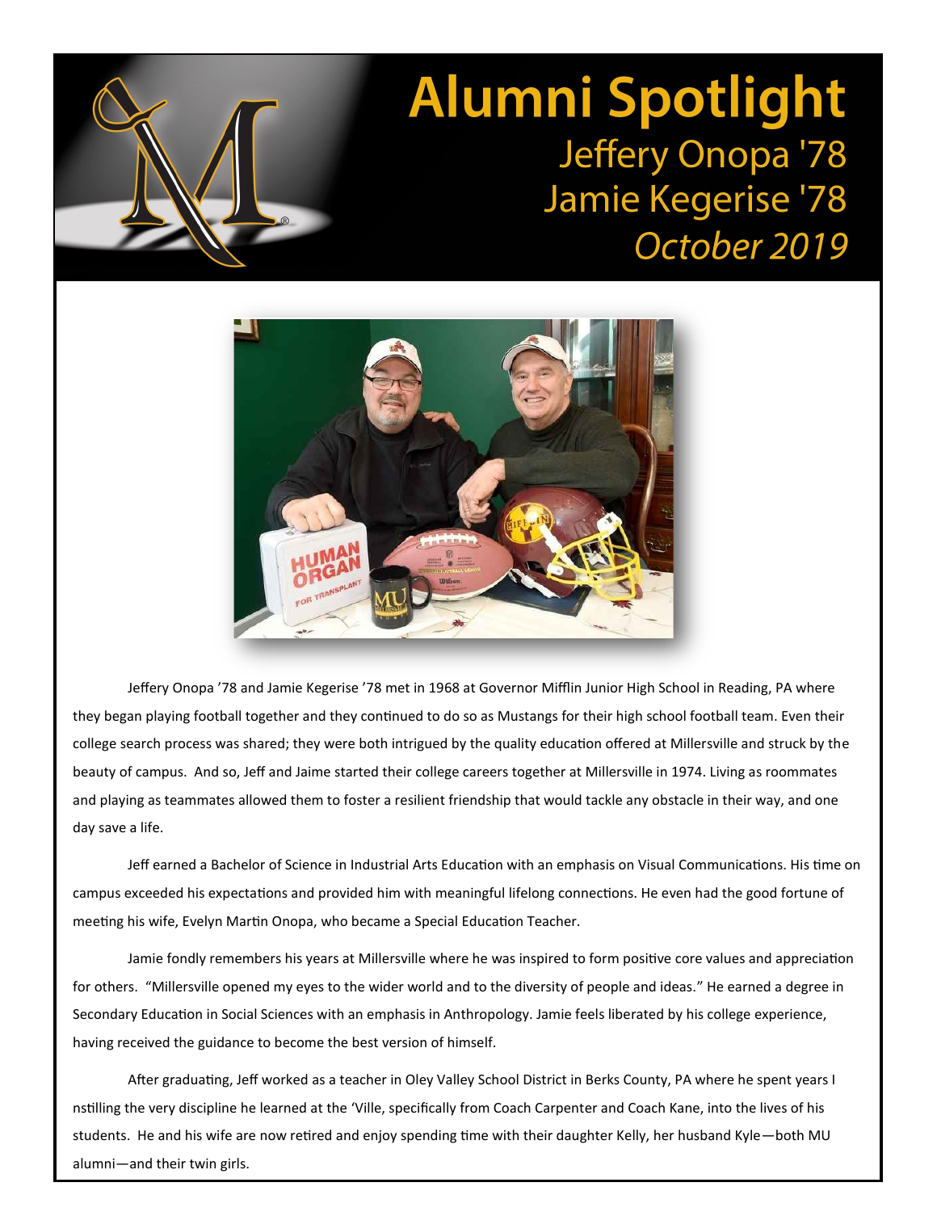# Alumni Spotlight

## Jeffery Onopa '78
## Jamie Kegerise '78
## *October 2019*

Jeffery Onopa '78 and Jamie Kegerise '78 met in 1968 at Governor Mifflin Junior High School in Reading, PA where they began playing football together and they continued to do so as Mustangs for their high school football team. Even their college search process was shared; they were both intrigued by the quality education offered at Millersville and struck by the beauty of campus. And so, Jeff and Jaime started their college careers together at Millersville in 1974. Living as roommates and playing as teammates allowed them to foster a resilient friendship that would tackle any obstacle in their way, and one day save a life.

Jeff earned a Bachelor of Science in Industrial Arts Education with an emphasis on Visual Communications. His time on campus exceeded his expectations and provided him with meaningful lifelong connections. He even had the good fortune of meeting his wife, Evelyn Martin Onopa, who became a Special Education Teacher.

Jamie fondly remembers his years at Millersville where he was inspired to form positive core values and appreciation for others. "Millersville opened my eyes to the wider world and to the diversity of people and ideas." He earned a degree in Secondary Education in Social Sciences with an emphasis in Anthropology. Jamie feels liberated by his college experience, having received the guidance to become the best version of himself.

After graduating, Jeff worked as a teacher in Oley Valley School District in Berks County, PA where he spent years I nstilling the very discipline he learned at the 'Ville, specifically from Coach Carpenter and Coach Kane, into the lives of his students. He and his wife are now retired and enjoy spending time with their daughter Kelly, her husband Kyle—both MU alumni—and their twin girls.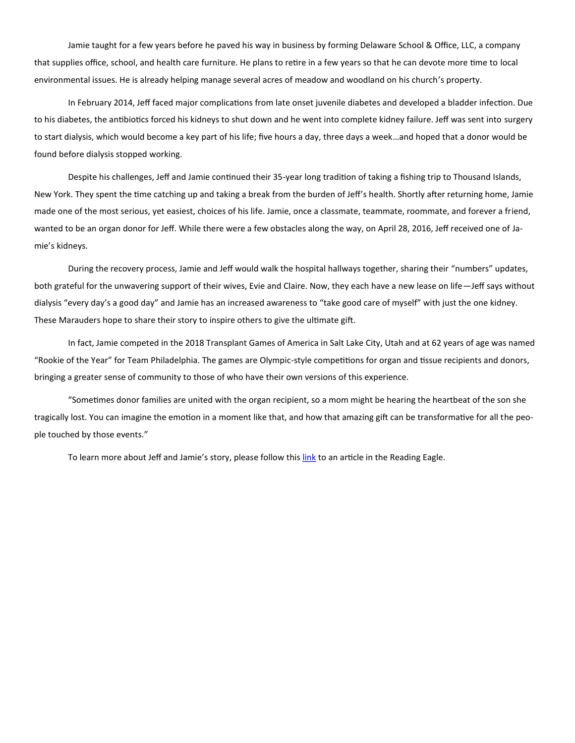Jamie taught for a few years before he paved his way in business by forming Delaware School & Office, LLC, a company that supplies office, school, and health care furniture. He plans to retire in a few years so that he can devote more time to local environmental issues. He is already helping manage several acres of meadow and woodland on his church's property.

In February 2014, Jeff faced major complications from late onset juvenile diabetes and developed a bladder infection. Due to his diabetes, the antibiotics forced his kidneys to shut down and he went into complete kidney failure. Jeff was sent into surgery to start dialysis, which would become a key part of his life; five hours a day, three days a week…and hoped that a donor would be found before dialysis stopped working.

Despite his challenges, Jeff and Jamie continued their 35-year long tradition of taking a fishing trip to Thousand Islands, New York. They spent the time catching up and taking a break from the burden of Jeff's health. Shortly after returning home, Jamie made one of the most serious, yet easiest, choices of his life. Jamie, once a classmate, teammate, roommate, and forever a friend, wanted to be an organ donor for Jeff. While there were a few obstacles along the way, on April 28, 2016, Jeff received one of Jamie's kidneys.

During the recovery process, Jamie and Jeff would walk the hospital hallways together, sharing their "numbers" updates, both grateful for the unwavering support of their wives, Evie and Claire. Now, they each have a new lease on life—Jeff says without dialysis "every day's a good day" and Jamie has an increased awareness to "take good care of myself" with just the one kidney. These Marauders hope to share their story to inspire others to give the ultimate gift.

In fact, Jamie competed in the 2018 Transplant Games of America in Salt Lake City, Utah and at 62 years of age was named "Rookie of the Year" for Team Philadelphia. The games are Olympic-style competitions for organ and tissue recipients and donors, bringing a greater sense of community to those of who have their own versions of this experience.

"Sometimes donor families are united with the organ recipient, so a mom might be hearing the heartbeat of the son she tragically lost. You can imagine the emotion in a moment like that, and how that amazing gift can be transformative for all the people touched by those events."

To learn more about Jeff and Jamie's story, please follow this link to an article in the Reading Eagle.